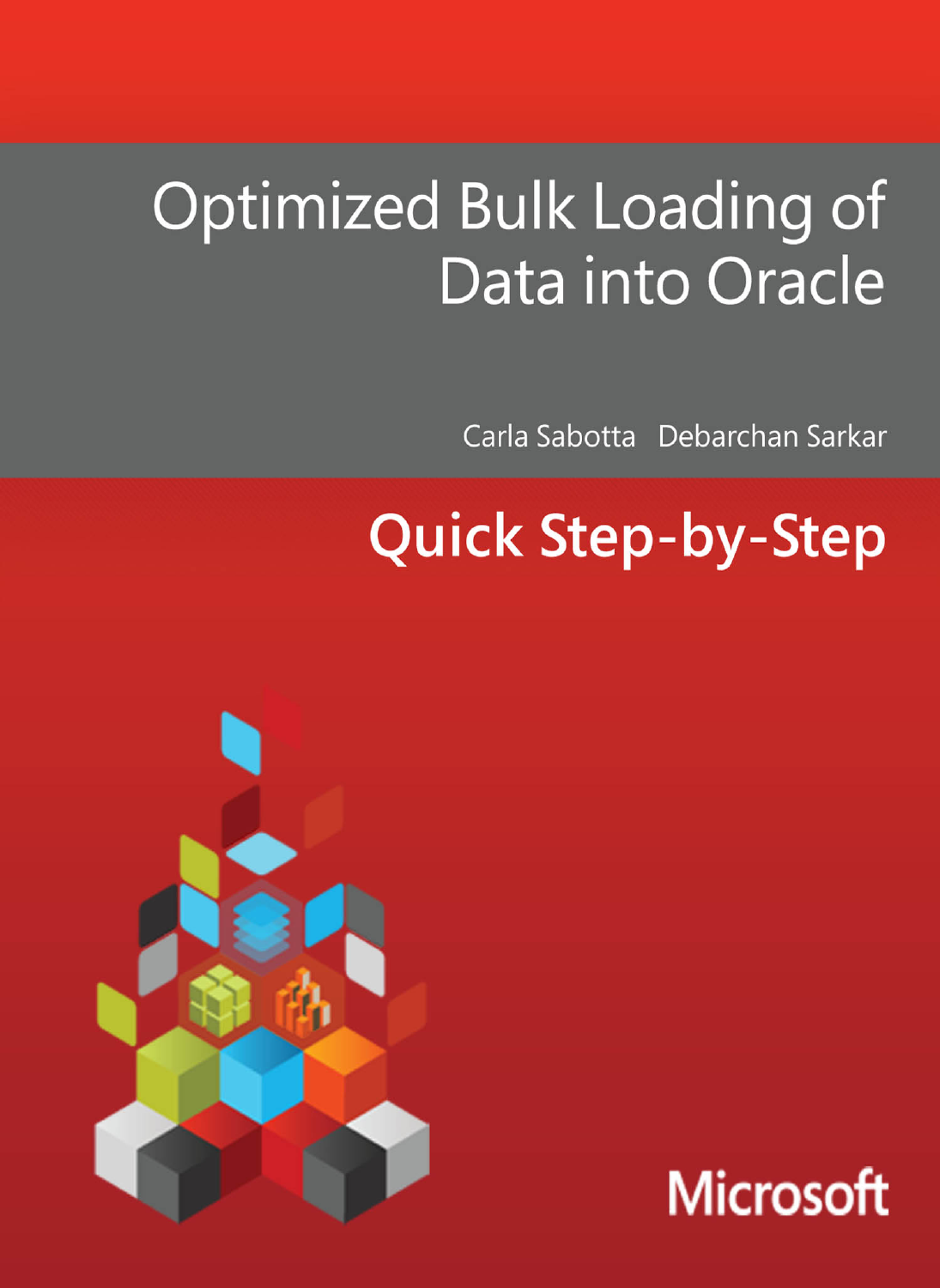# Optimized Bulk Loading of Data into Oracle

Carla Sabotta Debarchan Sarkar

## Quick Step-by-Step

Microsoft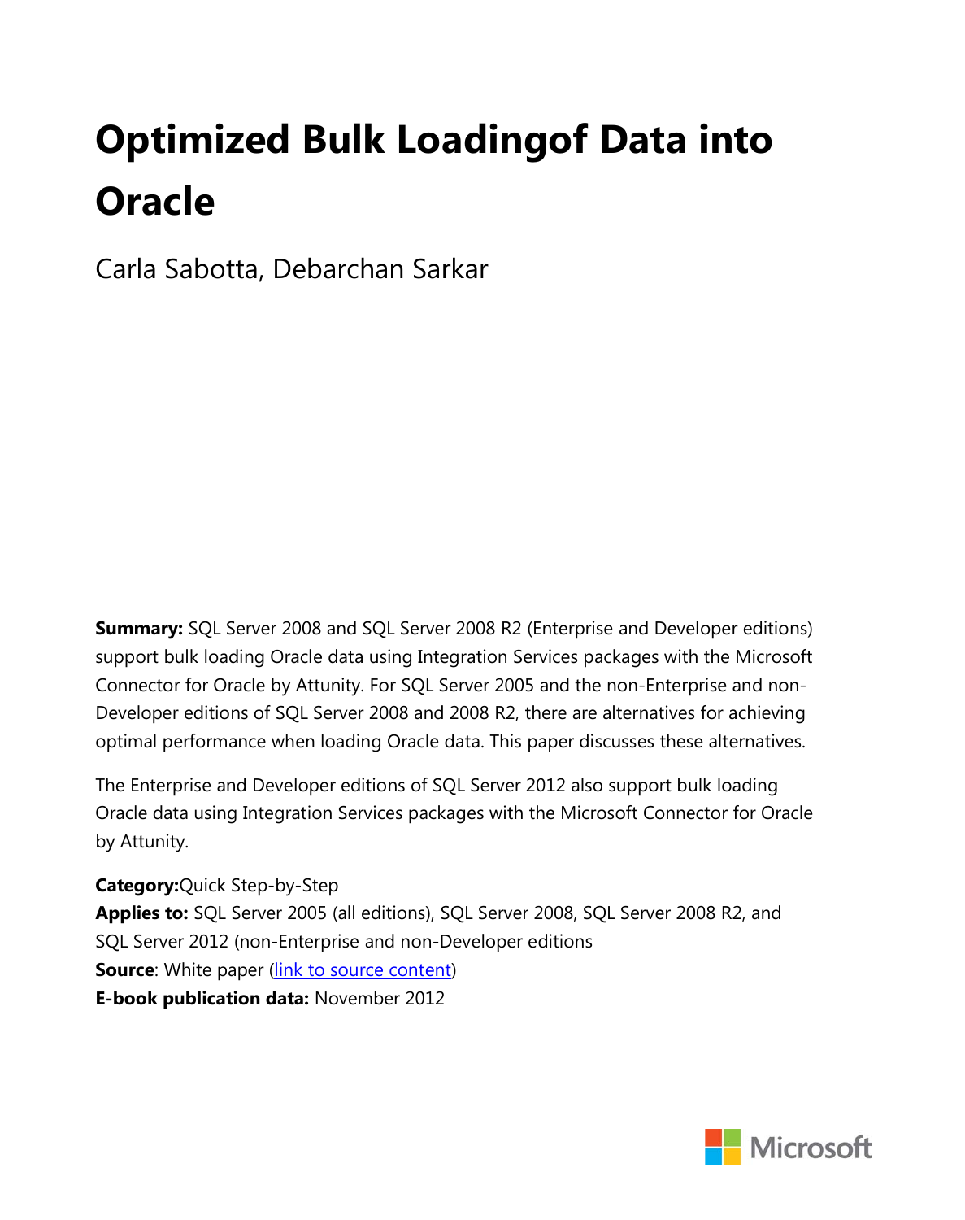# Optimized Bulk Loadingof Data into Oracle

Carla Sabotta, Debarchan Sarkar

**Summary:** SQL Server 2008 and SQL Server 2008 R2 (Enterprise and Developer editions) support bulk loading Oracle data using Integration Services packages with the Microsoft Connector for Oracle by Attunity. For SQL Server 2005 and the non-Enterprise and non-Developer editions of SQL Server 2008 and 2008 R2, there are alternatives for achieving optimal performance when loading Oracle data. This paper discusses these alternatives.

The Enterprise and Developer editions of SQL Server 2012 also support bulk loading Oracle data using Integration Services packages with the Microsoft Connector for Oracle by Attunity.

**Category:**Quick Step-by-Step
**Applies to:** SQL Server 2005 (all editions), SQL Server 2008, SQL Server 2008 R2, and SQL Server 2012 (non-Enterprise and non-Developer editions
**Source**: White paper (link to source content)
**E-book publication data:** November 2012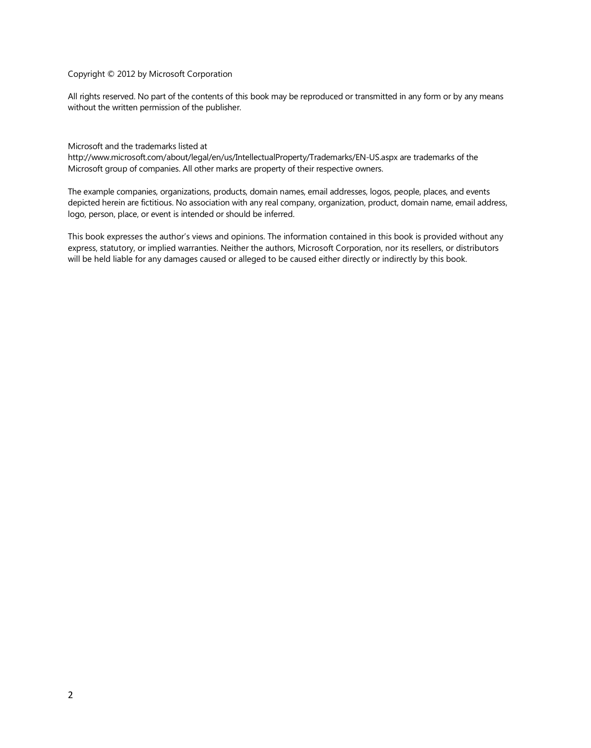Copyright © 2012 by Microsoft Corporation

All rights reserved. No part of the contents of this book may be reproduced or transmitted in any form or by any means without the written permission of the publisher.

Microsoft and the trademarks listed at http://www.microsoft.com/about/legal/en/us/IntellectualProperty/Trademarks/EN-US.aspx are trademarks of the Microsoft group of companies. All other marks are property of their respective owners.

The example companies, organizations, products, domain names, email addresses, logos, people, places, and events depicted herein are fictitious. No association with any real company, organization, product, domain name, email address, logo, person, place, or event is intended or should be inferred.

This book expresses the author's views and opinions. The information contained in this book is provided without any express, statutory, or implied warranties. Neither the authors, Microsoft Corporation, nor its resellers, or distributors will be held liable for any damages caused or alleged to be caused either directly or indirectly by this book.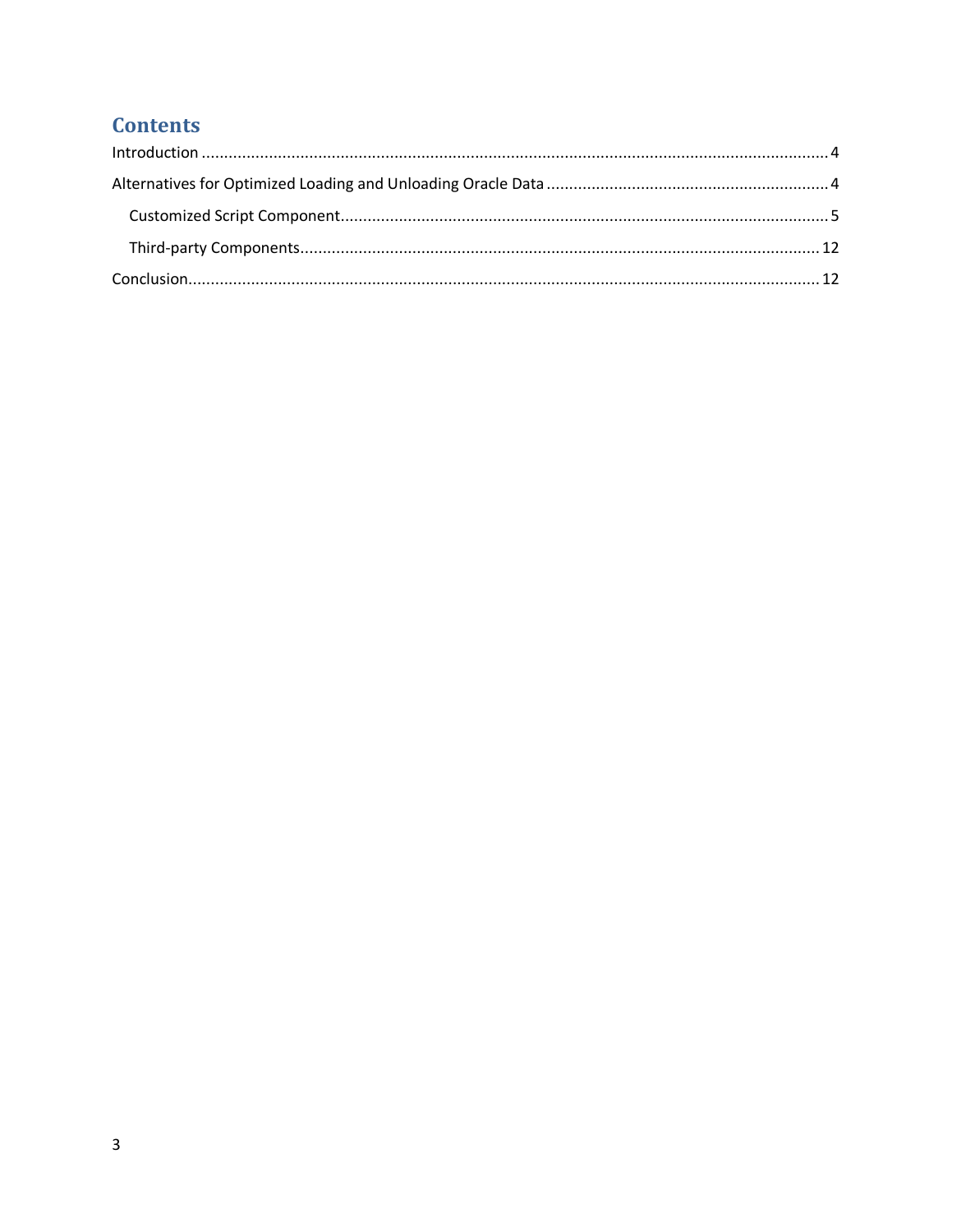## Contents

Introduction .......................................................................................................................................... 4

Alternatives for Optimized Loading and Unloading Oracle Data ............................................................... 4

- Customized Script Component............................................................................................................ 5
- Third-party Components.................................................................................................................... 12

Conclusion............................................................................................................................................ 12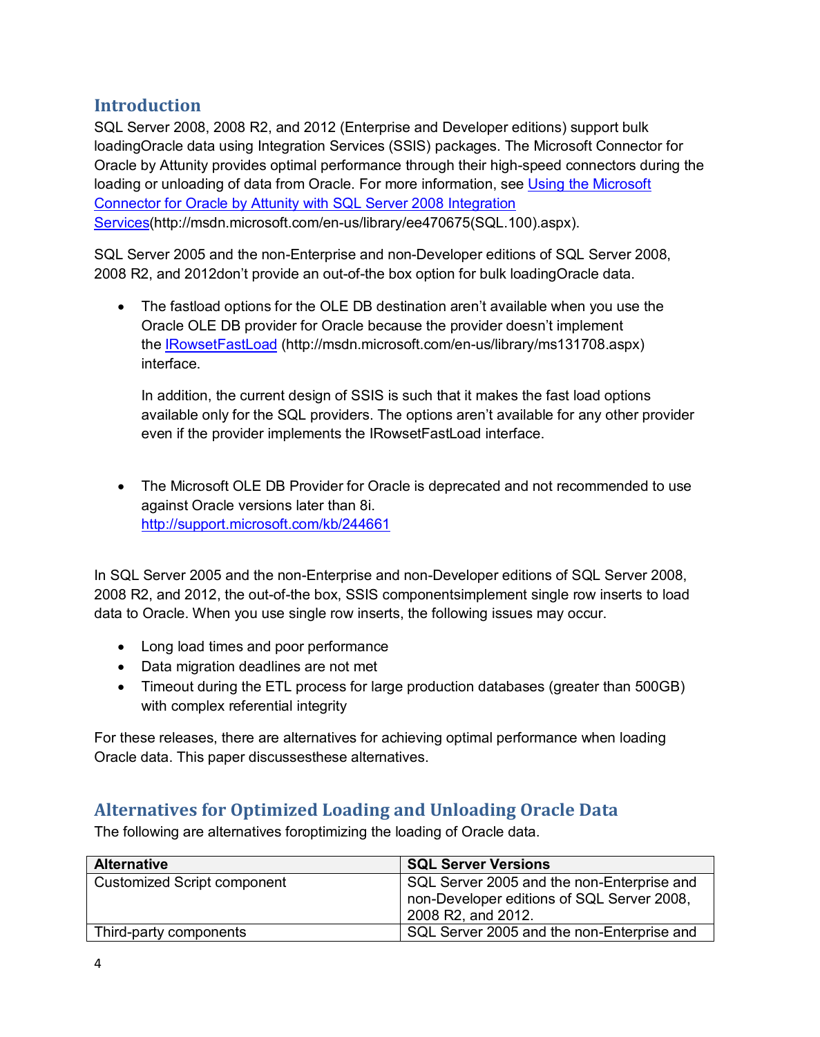## Introduction

SQL Server 2008, 2008 R2, and 2012 (Enterprise and Developer editions) support bulk loadingOracle data using Integration Services (SSIS) packages. The Microsoft Connector for Oracle by Attunity provides optimal performance through their high-speed connectors during the loading or unloading of data from Oracle. For more information, see [Using the Microsoft Connector for Oracle by Attunity with SQL Server 2008 Integration Services](http://msdn.microsoft.com/en-us/library/ee470675(SQL.100).aspx)(http://msdn.microsoft.com/en-us/library/ee470675(SQL.100).aspx).

SQL Server 2005 and the non-Enterprise and non-Developer editions of SQL Server 2008, 2008 R2, and 2012don't provide an out-of-the box option for bulk loadingOracle data.

- The fastload options for the OLE DB destination aren't available when you use the Oracle OLE DB provider for Oracle because the provider doesn't implement the [IRowsetFastLoad](http://msdn.microsoft.com/en-us/library/ms131708.aspx) (http://msdn.microsoft.com/en-us/library/ms131708.aspx) interface.

  In addition, the current design of SSIS is such that it makes the fast load options available only for the SQL providers. The options aren't available for any other provider even if the provider implements the IRowsetFastLoad interface.

- The Microsoft OLE DB Provider for Oracle is deprecated and not recommended to use against Oracle versions later than 8i.
  http://support.microsoft.com/kb/244661

In SQL Server 2005 and the non-Enterprise and non-Developer editions of SQL Server 2008, 2008 R2, and 2012, the out-of-the box, SSIS componentsimplement single row inserts to load data to Oracle. When you use single row inserts, the following issues may occur.

- Long load times and poor performance
- Data migration deadlines are not met
- Timeout during the ETL process for large production databases (greater than 500GB) with complex referential integrity

For these releases, there are alternatives for achieving optimal performance when loading Oracle data. This paper discussesthese alternatives.

## Alternatives for Optimized Loading and Unloading Oracle Data

The following are alternatives foroptimizing the loading of Oracle data.

| Alternative | SQL Server Versions |
|---|---|
| Customized Script component | SQL Server 2005 and the non-Enterprise and non-Developer editions of SQL Server 2008, 2008 R2, and 2012. |
| Third-party components | SQL Server 2005 and the non-Enterprise and |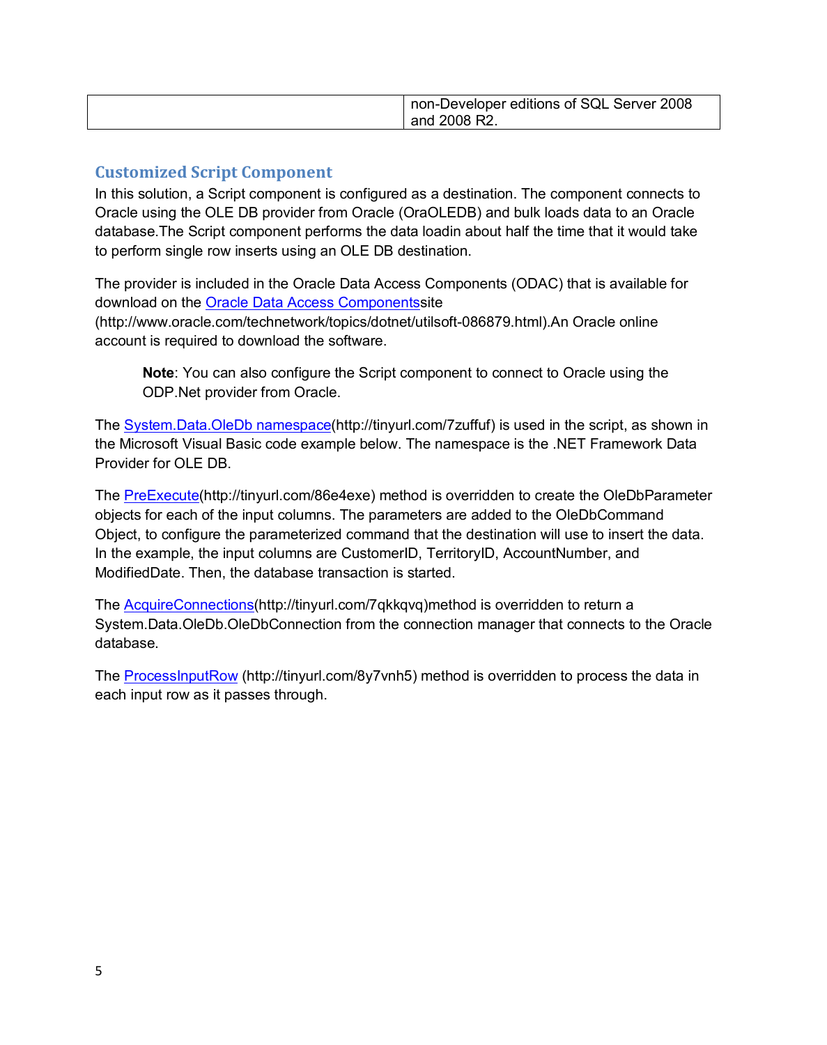| | non-Developer editions of SQL Server 2008 and 2008 R2. |
|---|---|

## Customized Script Component

In this solution, a Script component is configured as a destination. The component connects to Oracle using the OLE DB provider from Oracle (OraOLEDB) and bulk loads data to an Oracle database.The Script component performs the data loadin about half the time that it would take to perform single row inserts using an OLE DB destination.

The provider is included in the Oracle Data Access Components (ODAC) that is available for download on the Oracle Data Access Componentssite (http://www.oracle.com/technetwork/topics/dotnet/utilsoft-086879.html).An Oracle online account is required to download the software.

> **Note**: You can also configure the Script component to connect to Oracle using the ODP.Net provider from Oracle.

The System.Data.OleDb namespace(http://tinyurl.com/7zuffuf) is used in the script, as shown in the Microsoft Visual Basic code example below. The namespace is the .NET Framework Data Provider for OLE DB.

The PreExecute(http://tinyurl.com/86e4exe) method is overridden to create the OleDbParameter objects for each of the input columns. The parameters are added to the OleDbCommand Object, to configure the parameterized command that the destination will use to insert the data. In the example, the input columns are CustomerID, TerritoryID, AccountNumber, and ModifiedDate. Then, the database transaction is started.

The AcquireConnections(http://tinyurl.com/7qkkqvq)method is overridden to return a System.Data.OleDb.OleDbConnection from the connection manager that connects to the Oracle database.

The ProcessInputRow (http://tinyurl.com/8y7vnh5) method is overridden to process the data in each input row as it passes through.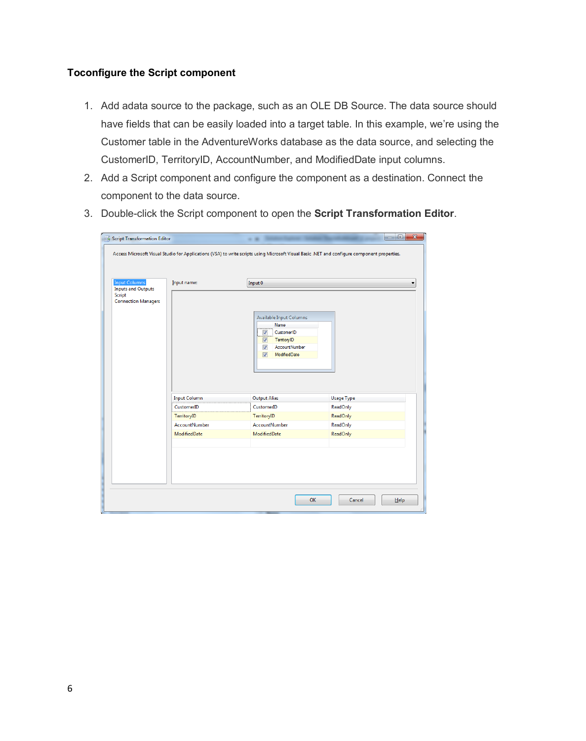**Toconfigure the Script component**

1. Add adata source to the package, such as an OLE DB Source. The data source should have fields that can be easily loaded into a target table. In this example, we're using the Customer table in the AdventureWorks database as the data source, and selecting the CustomerID, TerritoryID, AccountNumber, and ModifiedDate input columns.
2. Add a Script component and configure the component as a destination. Connect the component to the data source.
3. Double-click the Script component to open the **Script Transformation Editor**.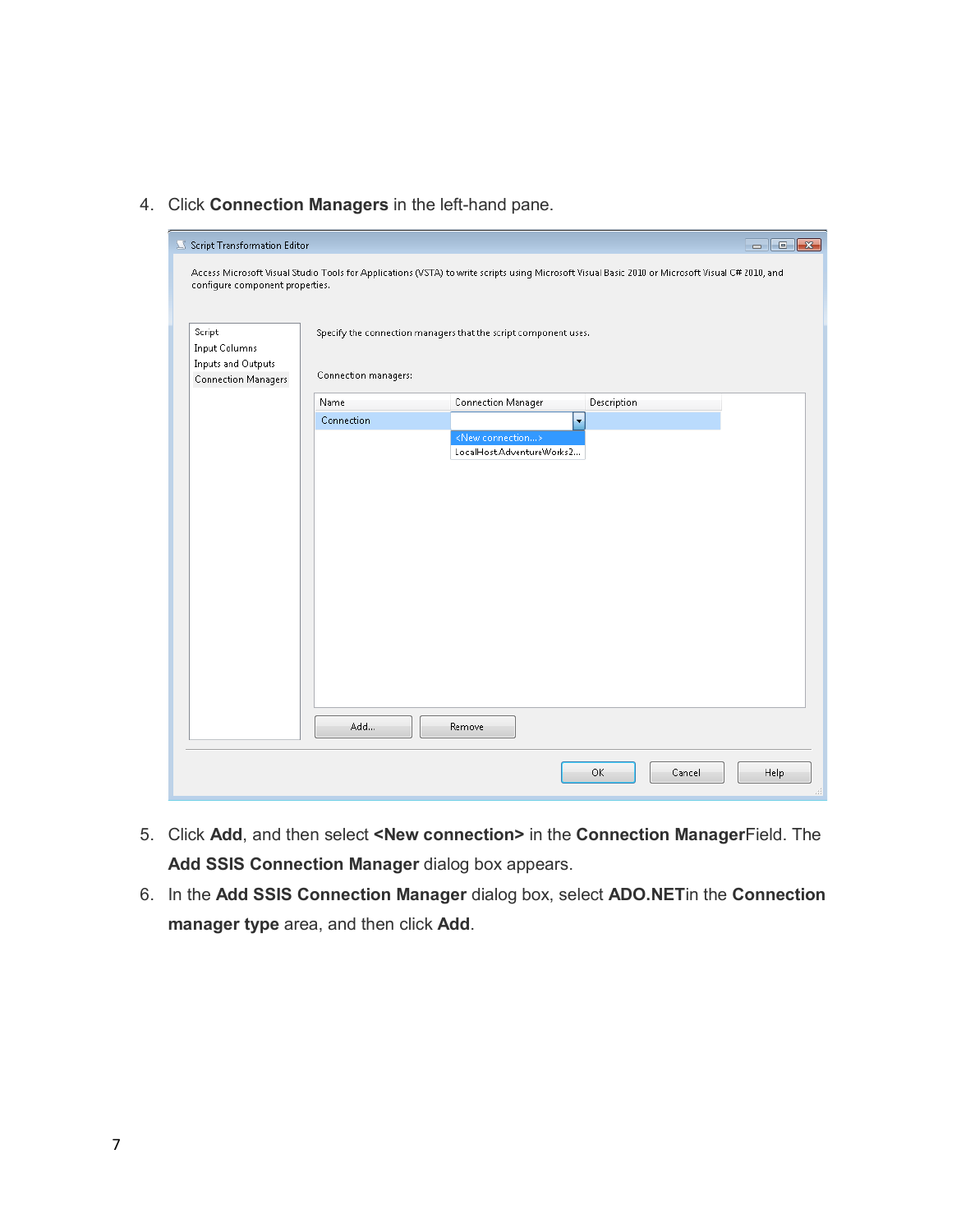4. Click **Connection Managers** in the left-hand pane.

5. Click **Add**, and then select **<New connection>** in the **Connection Manager**Field. The **Add SSIS Connection Manager** dialog box appears.
6. In the **Add SSIS Connection Manager** dialog box, select **ADO.NET**in the **Connection manager type** area, and then click **Add**.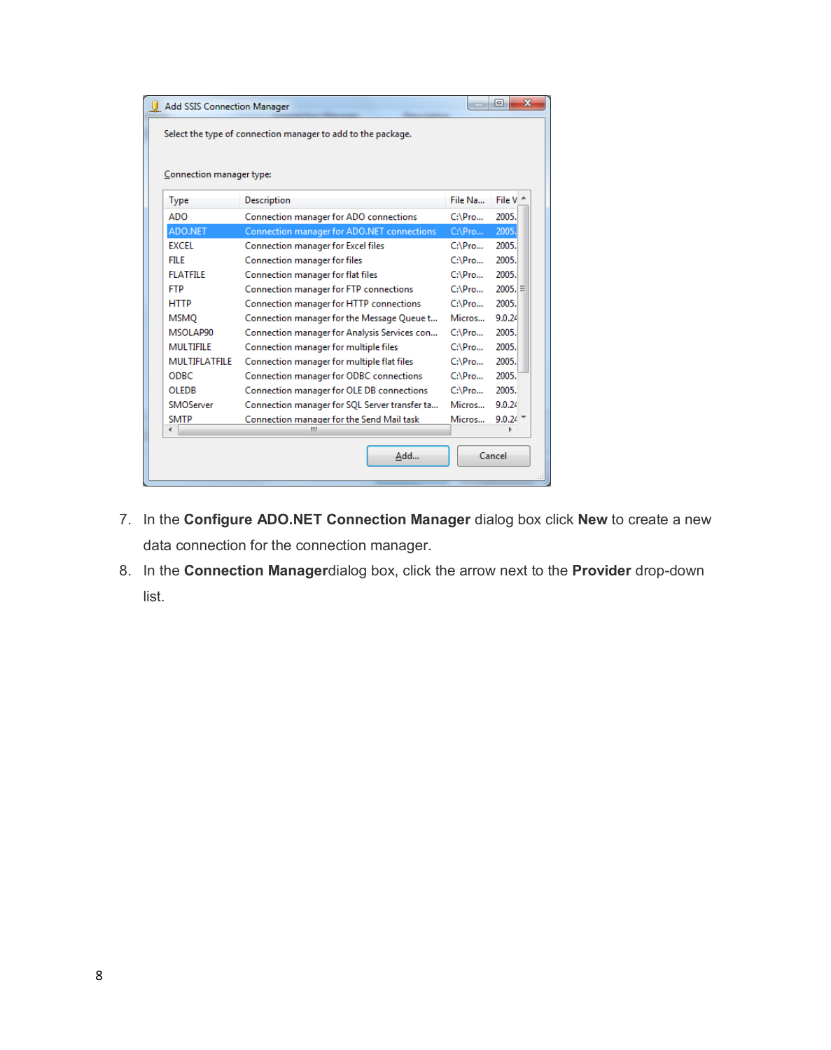7. In the **Configure ADO.NET Connection Manager** dialog box click **New** to create a new data connection for the connection manager.
8. In the **Connection Manager**dialog box, click the arrow next to the **Provider** drop-down list.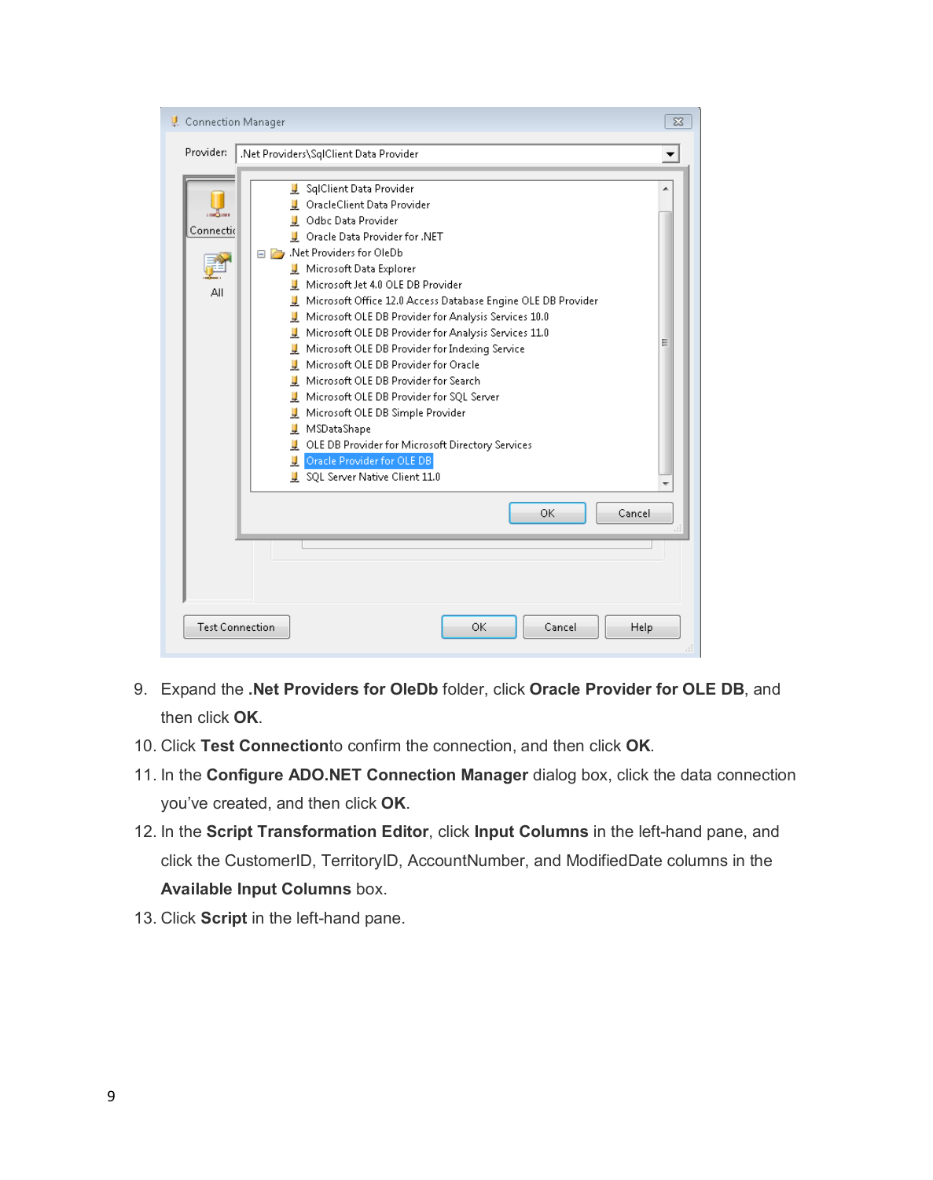9. Expand the **.Net Providers for OleDb** folder, click **Oracle Provider for OLE DB**, and then click **OK**.
10. Click **Test Connection**to confirm the connection, and then click **OK**.
11. In the **Configure ADO.NET Connection Manager** dialog box, click the data connection you've created, and then click **OK**.
12. In the **Script Transformation Editor**, click **Input Columns** in the left-hand pane, and click the CustomerID, TerritoryID, AccountNumber, and ModifiedDate columns in the **Available Input Columns** box.
13. Click **Script** in the left-hand pane.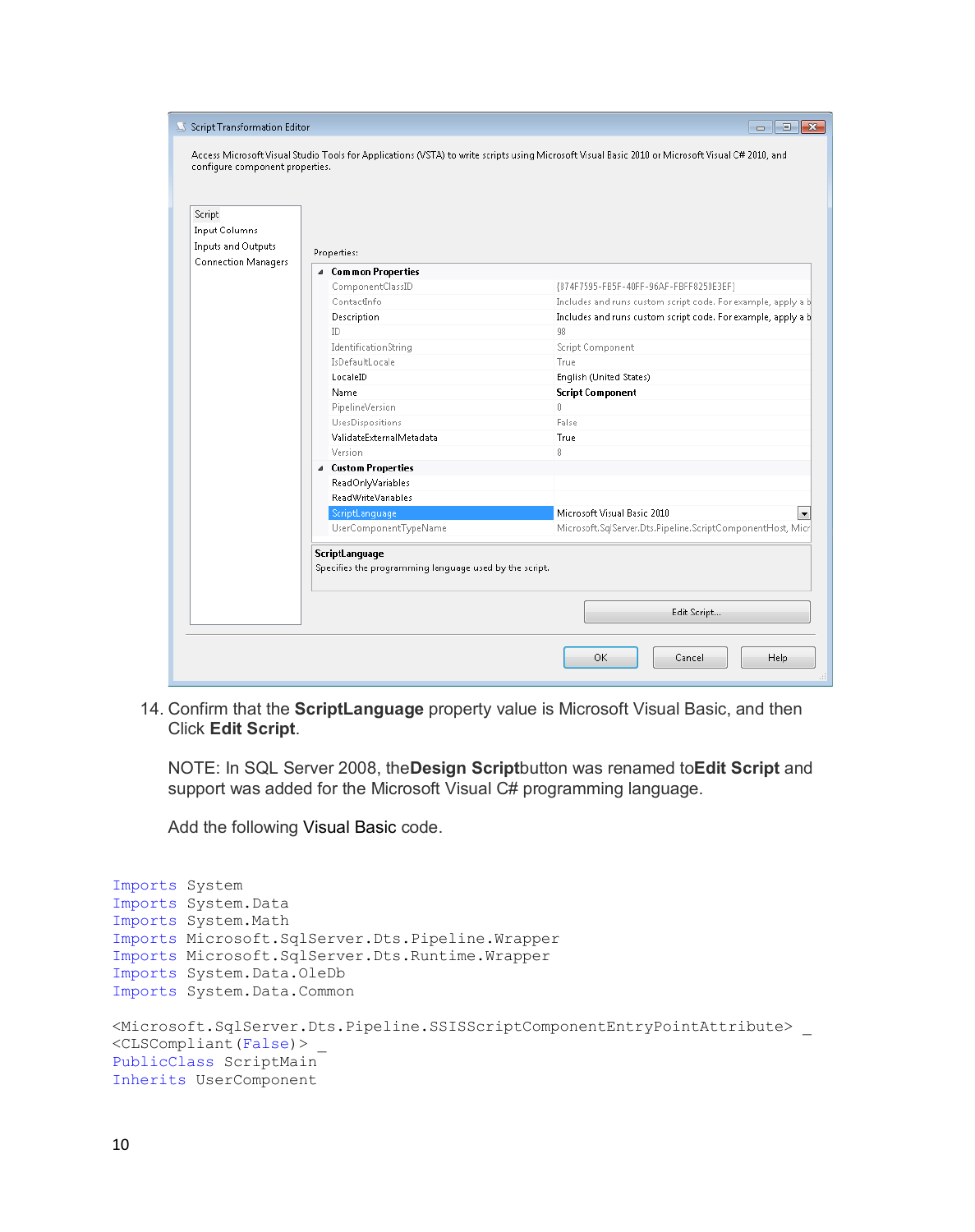14. Confirm that the **ScriptLanguage** property value is Microsoft Visual Basic, and then Click **Edit Script**.

    NOTE: In SQL Server 2008, the **Design Script** button was renamed to **Edit Script** and support was added for the Microsoft Visual C# programming language.

    Add the following Visual Basic code.

```
Imports System
Imports System.Data
Imports System.Math
Imports Microsoft.SqlServer.Dts.Pipeline.Wrapper
Imports Microsoft.SqlServer.Dts.Runtime.Wrapper
Imports System.Data.OleDb
Imports System.Data.Common

<Microsoft.SqlServer.Dts.Pipeline.SSISScriptComponentEntryPointAttribute> _
<CLSCompliant(False)> _
PublicClass ScriptMain
Inherits UserComponent
```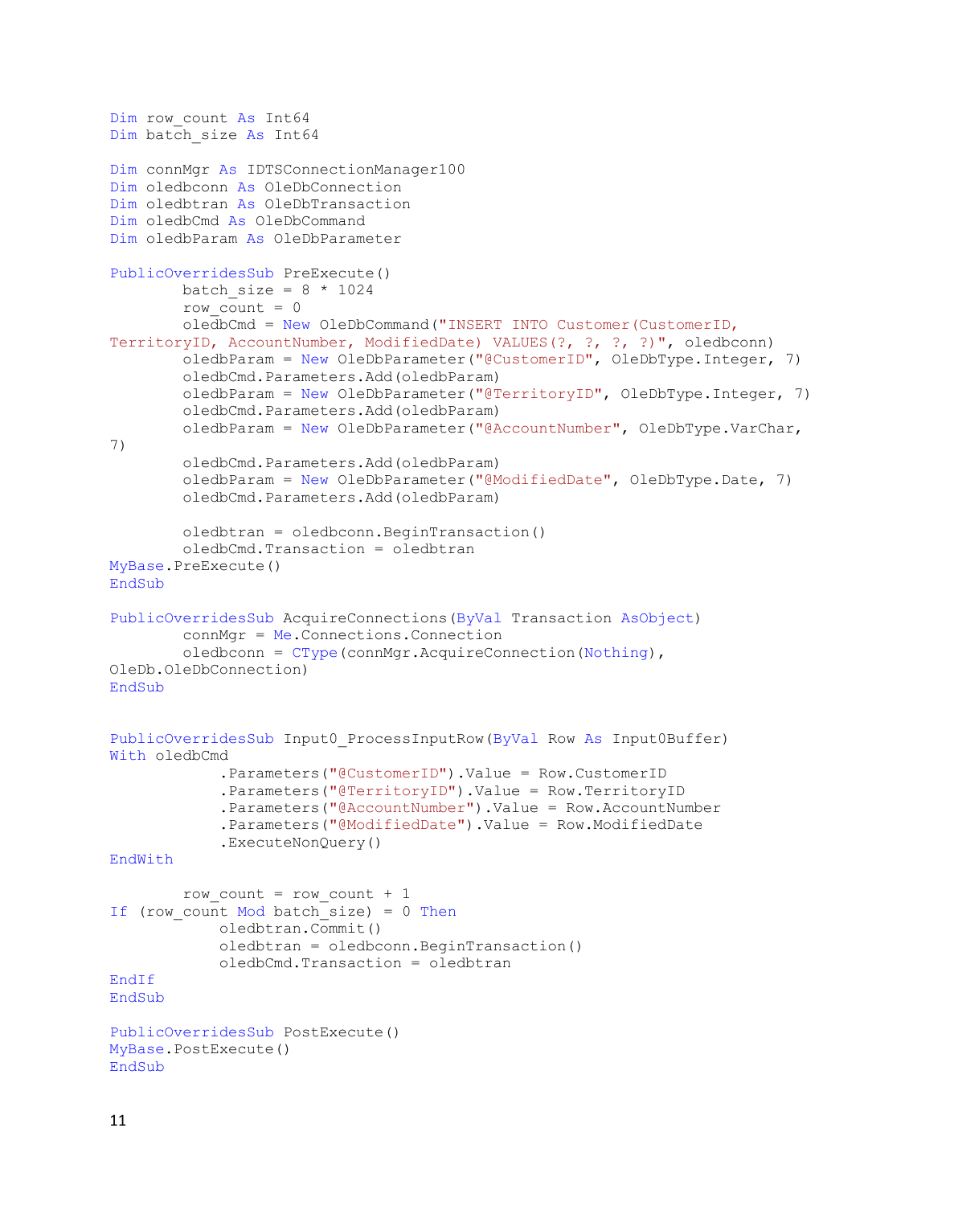```
Dim row_count As Int64
Dim batch_size As Int64

Dim connMgr As IDTSConnectionManager100
Dim oledbconn As OleDbConnection
Dim oledbtran As OleDbTransaction
Dim oledbCmd As OleDbCommand
Dim oledbParam As OleDbParameter

PublicOverridesSub PreExecute()
        batch_size = 8 * 1024
        row_count = 0
        oledbCmd = New OleDbCommand("INSERT INTO Customer(CustomerID, 
TerritoryID, AccountNumber, ModifiedDate) VALUES(?, ?, ?, ?)", oledbconn)
        oledbParam = New OleDbParameter("@CustomerID", OleDbType.Integer, 7)
        oledbCmd.Parameters.Add(oledbParam)
        oledbParam = New OleDbParameter("@TerritoryID", OleDbType.Integer, 7)
        oledbCmd.Parameters.Add(oledbParam)
        oledbParam = New OleDbParameter("@AccountNumber", OleDbType.VarChar, 
7)
        oledbCmd.Parameters.Add(oledbParam)
        oledbParam = New OleDbParameter("@ModifiedDate", OleDbType.Date, 7)
        oledbCmd.Parameters.Add(oledbParam)

        oledbtran = oledbconn.BeginTransaction()
        oledbCmd.Transaction = oledbtran
MyBase.PreExecute()
EndSub

PublicOverridesSub AcquireConnections(ByVal Transaction AsObject)
        connMgr = Me.Connections.Connection
        oledbconn = CType(connMgr.AcquireConnection(Nothing), 
OleDb.OleDbConnection)
EndSub


PublicOverridesSub Input0_ProcessInputRow(ByVal Row As Input0Buffer)
With oledbCmd
            .Parameters("@CustomerID").Value = Row.CustomerID
            .Parameters("@TerritoryID").Value = Row.TerritoryID
            .Parameters("@AccountNumber").Value = Row.AccountNumber
            .Parameters("@ModifiedDate").Value = Row.ModifiedDate
            .ExecuteNonQuery()
EndWith

        row_count = row_count + 1
If (row_count Mod batch_size) = 0 Then
            oledbtran.Commit()
            oledbtran = oledbconn.BeginTransaction()
            oledbCmd.Transaction = oledbtran
EndIf
EndSub

PublicOverridesSub PostExecute()
MyBase.PostExecute()
EndSub
```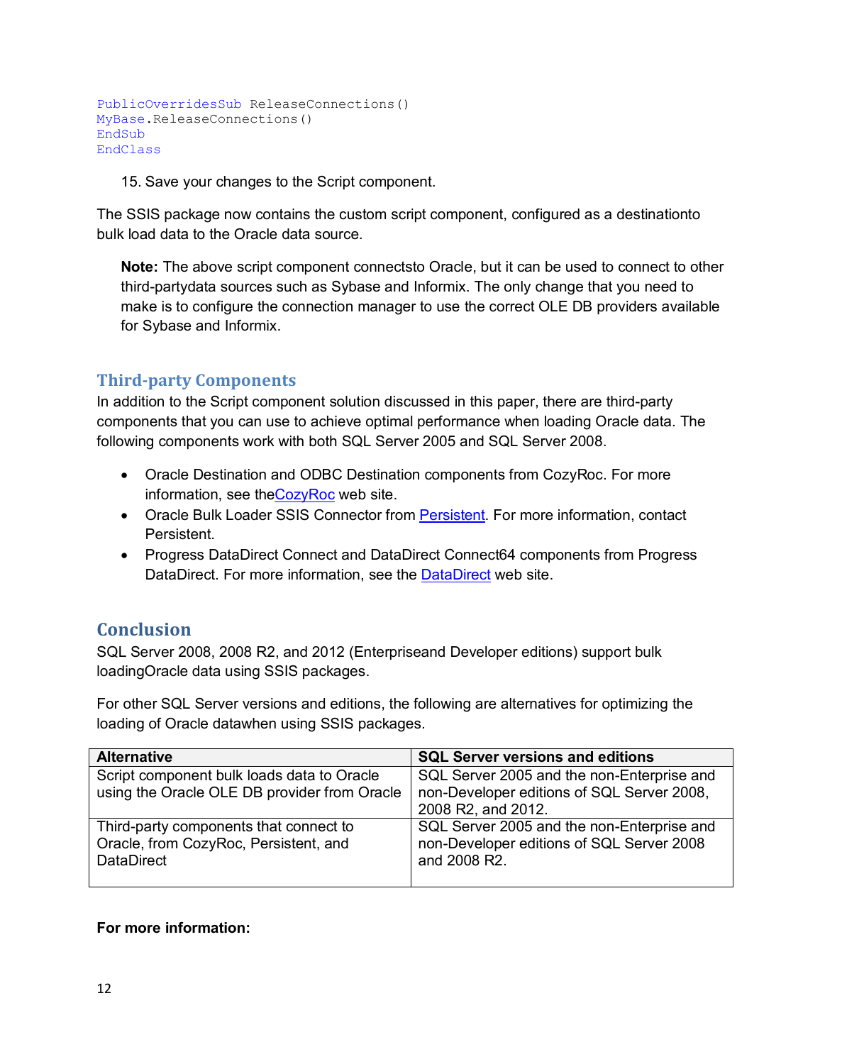```
PublicOverridesSub ReleaseConnections()
MyBase.ReleaseConnections()
EndSub
EndClass
```

15. Save your changes to the Script component.

The SSIS package now contains the custom script component, configured as a destinationto bulk load data to the Oracle data source.

> **Note:** The above script component connectsto Oracle, but it can be used to connect to other third-partydata sources such as Sybase and Informix. The only change that you need to make is to configure the connection manager to use the correct OLE DB providers available for Sybase and Informix.

## Third-party Components

In addition to the Script component solution discussed in this paper, there are third-party components that you can use to achieve optimal performance when loading Oracle data. The following components work with both SQL Server 2005 and SQL Server 2008.

- Oracle Destination and ODBC Destination components from CozyRoc. For more information, see theCozyRoc web site.
- Oracle Bulk Loader SSIS Connector from Persistent. For more information, contact Persistent.
- Progress DataDirect Connect and DataDirect Connect64 components from Progress DataDirect. For more information, see the DataDirect web site.

## Conclusion

SQL Server 2008, 2008 R2, and 2012 (Enterpriseand Developer editions) support bulk loadingOracle data using SSIS packages.

For other SQL Server versions and editions, the following are alternatives for optimizing the loading of Oracle datawhen using SSIS packages.

| Alternative | SQL Server versions and editions |
|---|---|
| Script component bulk loads data to Oracle using the Oracle OLE DB provider from Oracle | SQL Server 2005 and the non-Enterprise and non-Developer editions of SQL Server 2008, 2008 R2, and 2012. |
| Third-party components that connect to Oracle, from CozyRoc, Persistent, and DataDirect | SQL Server 2005 and the non-Enterprise and non-Developer editions of SQL Server 2008 and 2008 R2. |

**For more information:**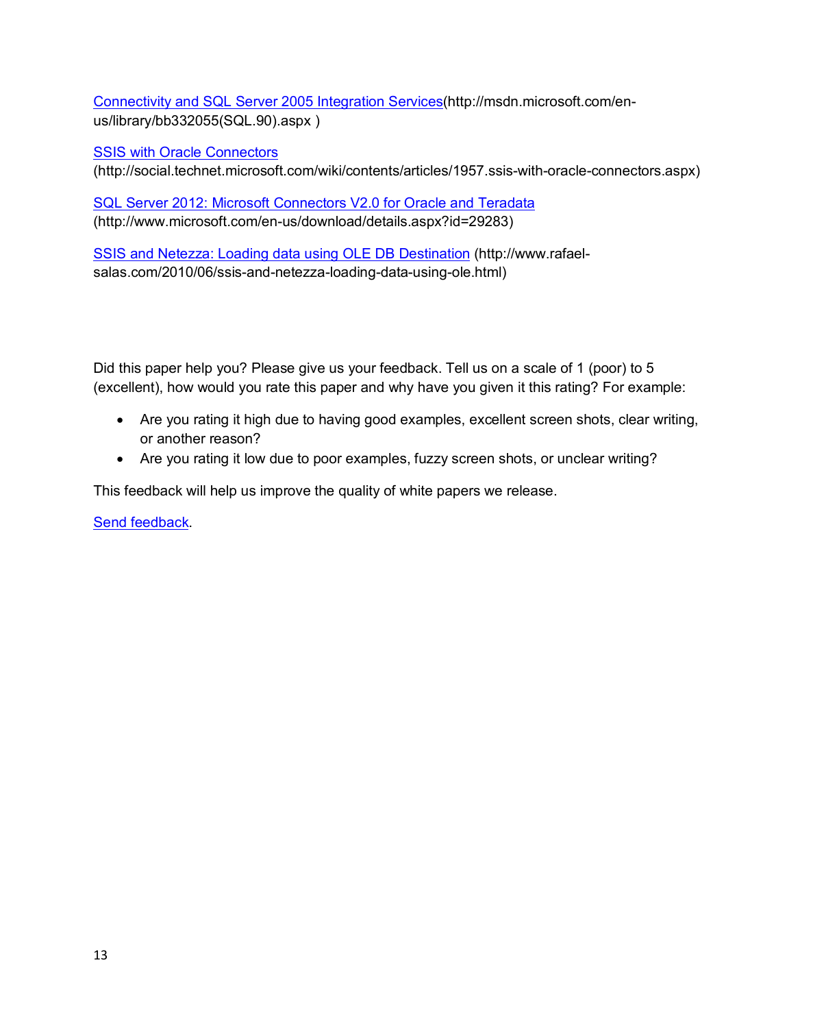[Connectivity and SQL Server 2005 Integration Services](http://msdn.microsoft.com/en-us/library/bb332055(SQL.90).aspx)(http://msdn.microsoft.com/en-us/library/bb332055(SQL.90).aspx )

[SSIS with Oracle Connectors](http://social.technet.microsoft.com/wiki/contents/articles/1957.ssis-with-oracle-connectors.aspx)
(http://social.technet.microsoft.com/wiki/contents/articles/1957.ssis-with-oracle-connectors.aspx)

[SQL Server 2012: Microsoft Connectors V2.0 for Oracle and Teradata](http://www.microsoft.com/en-us/download/details.aspx?id=29283)
(http://www.microsoft.com/en-us/download/details.aspx?id=29283)

[SSIS and Netezza: Loading data using OLE DB Destination](http://www.rafael-salas.com/2010/06/ssis-and-netezza-loading-data-using-ole.html) (http://www.rafael-salas.com/2010/06/ssis-and-netezza-loading-data-using-ole.html)

Did this paper help you? Please give us your feedback. Tell us on a scale of 1 (poor) to 5 (excellent), how would you rate this paper and why have you given it this rating? For example:

- Are you rating it high due to having good examples, excellent screen shots, clear writing, or another reason?
- Are you rating it low due to poor examples, fuzzy screen shots, or unclear writing?

This feedback will help us improve the quality of white papers we release.

Send feedback.